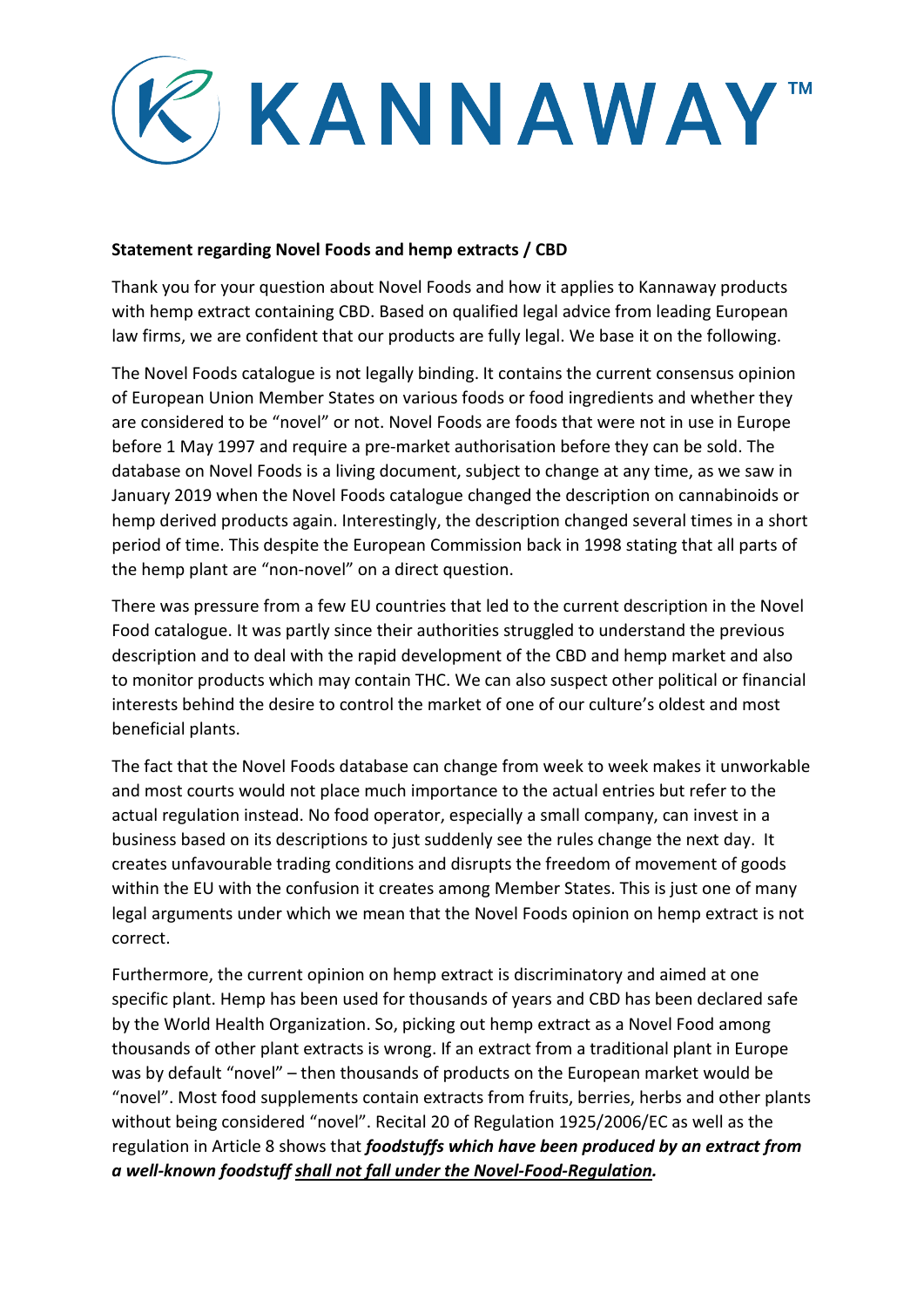KANNAWAY™

**Statement regarding Novel Foods and hemp extracts / CBD**

Thank you for your question about Novel Foods and how it applies to Kannaway products with hemp extract containing CBD. Based on qualified legal advice from leading European law firms, we are confident that our products are fully legal. We base it on the following.

The Novel Foods catalogue is not legally binding. It contains the current consensus opinion of European Union Member States on various foods or food ingredients and whether they are considered to be "novel" or not. Novel Foods are foods that were not in use in Europe before 1 May 1997 and require a pre-market authorisation before they can be sold. The database on Novel Foods is a living document, subject to change at any time, as we saw in January 2019 when the Novel Foods catalogue changed the description on cannabinoids or hemp derived products again. Interestingly, the description changed several times in a short period of time. This despite the European Commission back in 1998 stating that all parts of the hemp plant are "non-novel" on a direct question.

There was pressure from a few EU countries that led to the current description in the Novel Food catalogue. It was partly since their authorities struggled to understand the previous description and to deal with the rapid development of the CBD and hemp market and also to monitor products which may contain THC. We can also suspect other political or financial interests behind the desire to control the market of one of our culture's oldest and most beneficial plants.

The fact that the Novel Foods database can change from week to week makes it unworkable and most courts would not place much importance to the actual entries but refer to the actual regulation instead. No food operator, especially a small company, can invest in a business based on its descriptions to just suddenly see the rules change the next day. It creates unfavourable trading conditions and disrupts the freedom of movement of goods within the EU with the confusion it creates among Member States. This is just one of many legal arguments under which we mean that the Novel Foods opinion on hemp extract is not correct.

Furthermore, the current opinion on hemp extract is discriminatory and aimed at one specific plant. Hemp has been used for thousands of years and CBD has been declared safe by the World Health Organization. So, picking out hemp extract as a Novel Food among thousands of other plant extracts is wrong. If an extract from a traditional plant in Europe was by default "novel" – then thousands of products on the European market would be "novel". Most food supplements contain extracts from fruits, berries, herbs and other plants without being considered "novel". Recital 20 of Regulation 1925/2006/EC as well as the regulation in Article 8 shows that ***foodstuffs which have been produced by an extract from a well-known foodstuff <u>shall not fall under the Novel-Food-Regulation</u>.***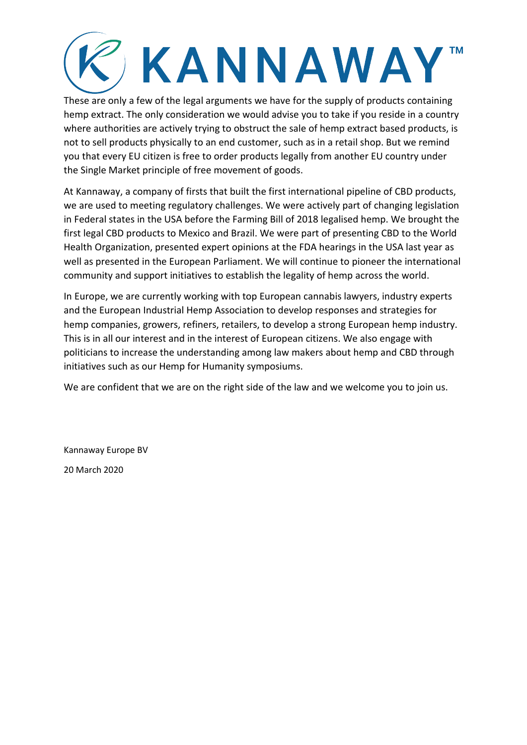KANNAWAY™

These are only a few of the legal arguments we have for the supply of products containing hemp extract. The only consideration we would advise you to take if you reside in a country where authorities are actively trying to obstruct the sale of hemp extract based products, is not to sell products physically to an end customer, such as in a retail shop. But we remind you that every EU citizen is free to order products legally from another EU country under the Single Market principle of free movement of goods.

At Kannaway, a company of firsts that built the first international pipeline of CBD products, we are used to meeting regulatory challenges. We were actively part of changing legislation in Federal states in the USA before the Farming Bill of 2018 legalised hemp. We brought the first legal CBD products to Mexico and Brazil. We were part of presenting CBD to the World Health Organization, presented expert opinions at the FDA hearings in the USA last year as well as presented in the European Parliament. We will continue to pioneer the international community and support initiatives to establish the legality of hemp across the world.

In Europe, we are currently working with top European cannabis lawyers, industry experts and the European Industrial Hemp Association to develop responses and strategies for hemp companies, growers, refiners, retailers, to develop a strong European hemp industry. This is in all our interest and in the interest of European citizens. We also engage with politicians to increase the understanding among law makers about hemp and CBD through initiatives such as our Hemp for Humanity symposiums.

We are confident that we are on the right side of the law and we welcome you to join us.

Kannaway Europe BV

20 March 2020